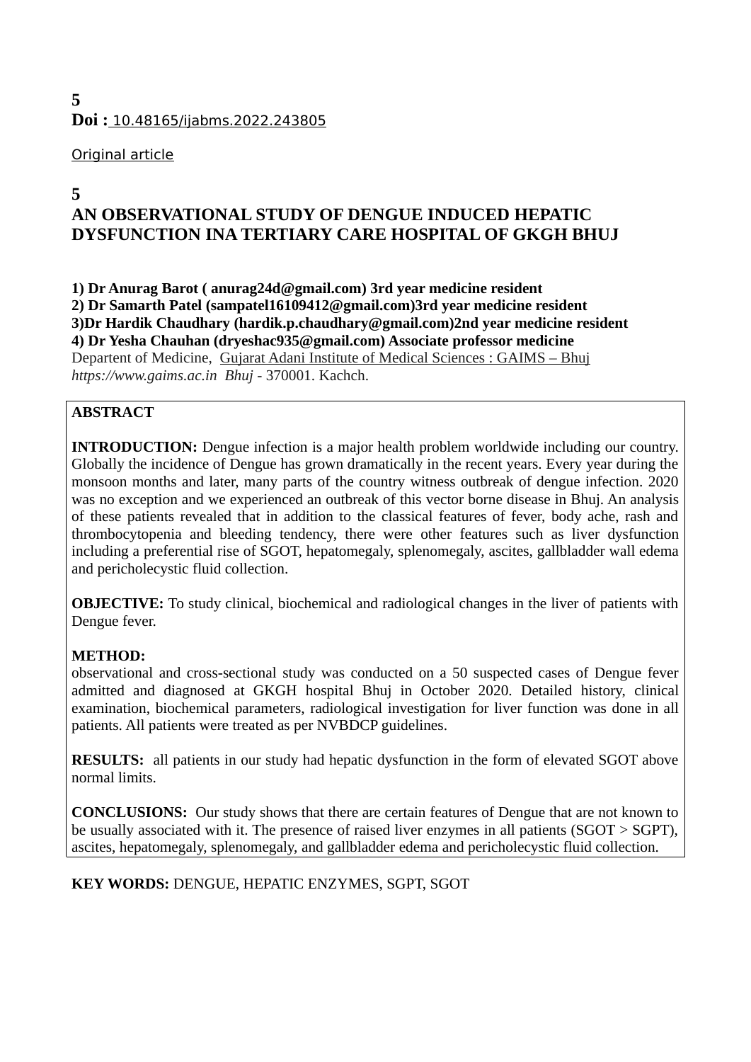**5**
**Doi :** 10.48165/ijabms.2022.243805

Original article

# 5
# AN OBSERVATIONAL STUDY OF DENGUE INDUCED HEPATIC DYSFUNCTION INA TERTIARY CARE HOSPITAL OF GKGH BHUJ

**1) Dr Anurag Barot ( anurag24d@gmail.com) 3rd year medicine resident**
**2) Dr Samarth Patel (sampatel16109412@gmail.com)3rd year medicine resident**
**3)Dr Hardik Chaudhary (hardik.p.chaudhary@gmail.com)2nd year medicine resident**
**4) Dr Yesha Chauhan (dryeshac935@gmail.com) Associate professor medicine**
Depertent of Medicine, Gujarat Adani Institute of Medical Sciences : GAIMS – Bhuj
*https://www.gaims.ac.in Bhuj* - 370001. Kachch.

**ABSTRACT**

**INTRODUCTION:** Dengue infection is a major health problem worldwide including our country. Globally the incidence of Dengue has grown dramatically in the recent years. Every year during the monsoon months and later, many parts of the country witness outbreak of dengue infection. 2020 was no exception and we experienced an outbreak of this vector borne disease in Bhuj. An analysis of these patients revealed that in addition to the classical features of fever, body ache, rash and thrombocytopenia and bleeding tendency, there were other features such as liver dysfunction including a preferential rise of SGOT, hepatomegaly, splenomegaly, ascites, gallbladder wall edema and pericholecystic fluid collection.

**OBJECTIVE:** To study clinical, biochemical and radiological changes in the liver of patients with Dengue fever.

**METHOD:**
observational and cross-sectional study was conducted on a 50 suspected cases of Dengue fever admitted and diagnosed at GKGH hospital Bhuj in October 2020. Detailed history, clinical examination, biochemical parameters, radiological investigation for liver function was done in all patients. All patients were treated as per NVBDCP guidelines.

**RESULTS:** all patients in our study had hepatic dysfunction in the form of elevated SGOT above normal limits.

**CONCLUSIONS:** Our study shows that there are certain features of Dengue that are not known to be usually associated with it. The presence of raised liver enzymes in all patients (SGOT > SGPT), ascites, hepatomegaly, splenomegaly, and gallbladder edema and pericholecystic fluid collection.

**KEY WORDS:** DENGUE, HEPATIC ENZYMES, SGPT, SGOT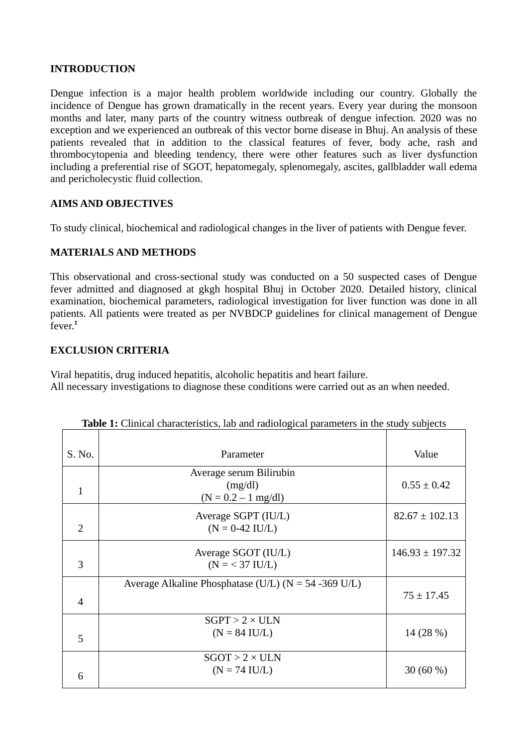## INTRODUCTION

Dengue infection is a major health problem worldwide including our country. Globally the incidence of Dengue has grown dramatically in the recent years. Every year during the monsoon months and later, many parts of the country witness outbreak of dengue infection. 2020 was no exception and we experienced an outbreak of this vector borne disease in Bhuj. An analysis of these patients revealed that in addition to the classical features of fever, body ache, rash and thrombocytopenia and bleeding tendency, there were other features such as liver dysfunction including a preferential rise of SGOT, hepatomegaly, splenomegaly, ascites, gallbladder wall edema and pericholecystic fluid collection.

## AIMS AND OBJECTIVES

To study clinical, biochemical and radiological changes in the liver of patients with Dengue fever.

## MATERIALS AND METHODS

This observational and cross-sectional study was conducted on a 50 suspected cases of Dengue fever admitted and diagnosed at gkgh hospital Bhuj in October 2020. Detailed history, clinical examination, biochemical parameters, radiological investigation for liver function was done in all patients. All patients were treated as per NVBDCP guidelines for clinical management of Dengue fever.[1]

## EXCLUSION CRITERIA

Viral hepatitis, drug induced hepatitis, alcoholic hepatitis and heart failure.
All necessary investigations to diagnose these conditions were carried out as an when needed.

**Table 1:** Clinical characteristics, lab and radiological parameters in the study subjects

| S. No. | Parameter | Value |
|---|---|---|
| 1 | Average serum Bilirubin (mg/dl) (N = 0.2 – 1 mg/dl) | 0.55 ± 0.42 |
| 2 | Average SGPT (IU/L) (N = 0-42 IU/L) | 82.67 ± 102.13 |
| 3 | Average SGOT (IU/L) (N = < 37 IU/L) | 146.93 ± 197.32 |
| 4 | Average Alkaline Phosphatase (U/L) (N = 54 -369 U/L) | 75 ± 17.45 |
| 5 | SGPT > 2 × ULN (N = 84 IU/L) | 14 (28 %) |
| 6 | SGOT > 2 × ULN (N = 74 IU/L) | 30 (60 %) |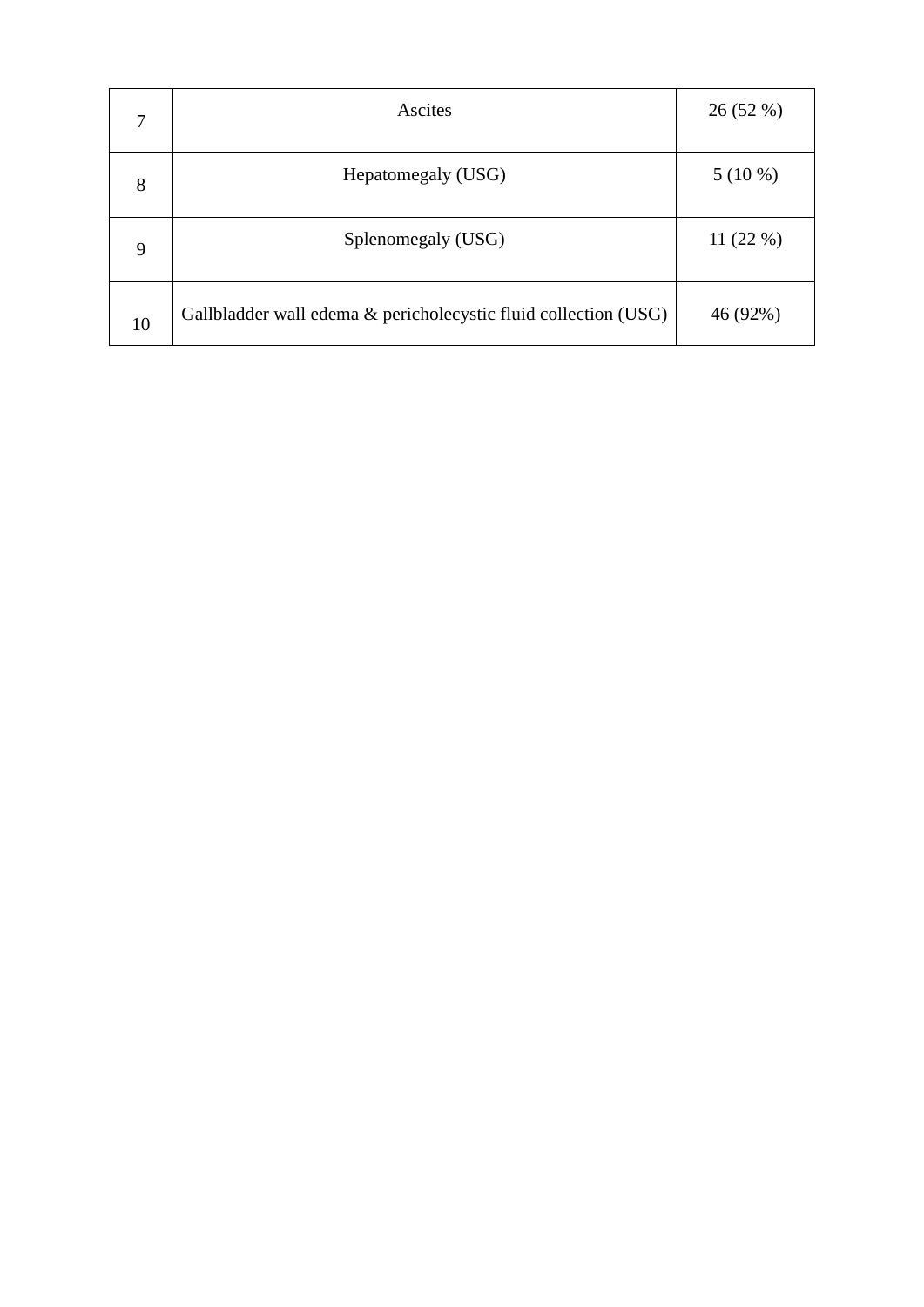| 7 | Ascites | 26 (52 %) |
|---|---|---|
| 8 | Hepatomegaly (USG) | 5 (10 %) |
| 9 | Splenomegaly (USG) | 11 (22 %) |
| 10 | Gallbladder wall edema & pericholecystic fluid collection (USG) | 46 (92%) |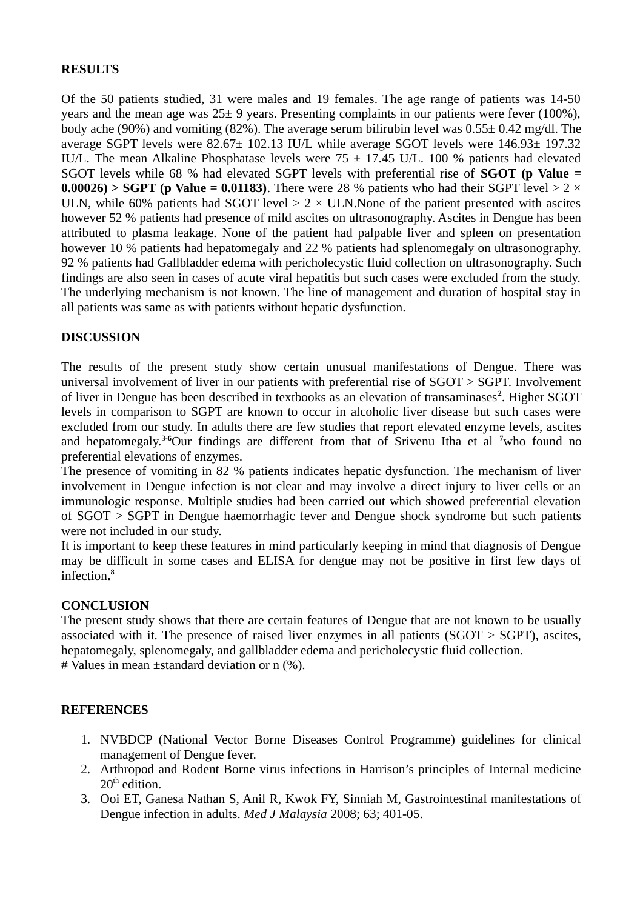## RESULTS

Of the 50 patients studied, 31 were males and 19 females. The age range of patients was 14-50 years and the mean age was 25± 9 years. Presenting complaints in our patients were fever (100%), body ache (90%) and vomiting (82%). The average serum bilirubin level was 0.55± 0.42 mg/dl. The average SGPT levels were 82.67± 102.13 IU/L while average SGOT levels were 146.93± 197.32 IU/L. The mean Alkaline Phosphatase levels were 75 ± 17.45 U/L. 100 % patients had elevated SGOT levels while 68 % had elevated SGPT levels with preferential rise of **SGOT (p Value = 0.00026) > SGPT (p Value = 0.01183)**. There were 28 % patients who had their SGPT level > 2 × ULN, while 60% patients had SGOT level > 2 × ULN.None of the patient presented with ascites however 52 % patients had presence of mild ascites on ultrasonography. Ascites in Dengue has been attributed to plasma leakage. None of the patient had palpable liver and spleen on presentation however 10 % patients had hepatomegaly and 22 % patients had splenomegaly on ultrasonography. 92 % patients had Gallbladder edema with pericholecystic fluid collection on ultrasonography. Such findings are also seen in cases of acute viral hepatitis but such cases were excluded from the study. The underlying mechanism is not known. The line of management and duration of hospital stay in all patients was same as with patients without hepatic dysfunction.

## DISCUSSION

The results of the present study show certain unusual manifestations of Dengue. There was universal involvement of liver in our patients with preferential rise of SGOT > SGPT. Involvement of liver in Dengue has been described in textbooks as an elevation of transaminases[2]. Higher SGOT levels in comparison to SGPT are known to occur in alcoholic liver disease but such cases were excluded from our study. In adults there are few studies that report elevated enzyme levels, ascites and hepatomegaly.[3-6]Our findings are different from that of Srivenu Itha et al [7]who found no preferential elevations of enzymes.

The presence of vomiting in 82 % patients indicates hepatic dysfunction. The mechanism of liver involvement in Dengue infection is not clear and may involve a direct injury to liver cells or an immunologic response. Multiple studies had been carried out which showed preferential elevation of SGOT > SGPT in Dengue haemorrhagic fever and Dengue shock syndrome but such patients were not included in our study.

It is important to keep these features in mind particularly keeping in mind that diagnosis of Dengue may be difficult in some cases and ELISA for dengue may not be positive in first few days of infection.[8]

## CONCLUSION

The present study shows that there are certain features of Dengue that are not known to be usually associated with it. The presence of raised liver enzymes in all patients (SGOT > SGPT), ascites, hepatomegaly, splenomegaly, and gallbladder edema and pericholecystic fluid collection.

# Values in mean ±standard deviation or n (%).

## REFERENCES

1. NVBDCP (National Vector Borne Diseases Control Programme) guidelines for clinical management of Dengue fever.
2. Arthropod and Rodent Borne virus infections in Harrison's principles of Internal medicine 20th edition.
3. Ooi ET, Ganesa Nathan S, Anil R, Kwok FY, Sinniah M, Gastrointestinal manifestations of Dengue infection in adults. *Med J Malaysia* 2008; 63; 401-05.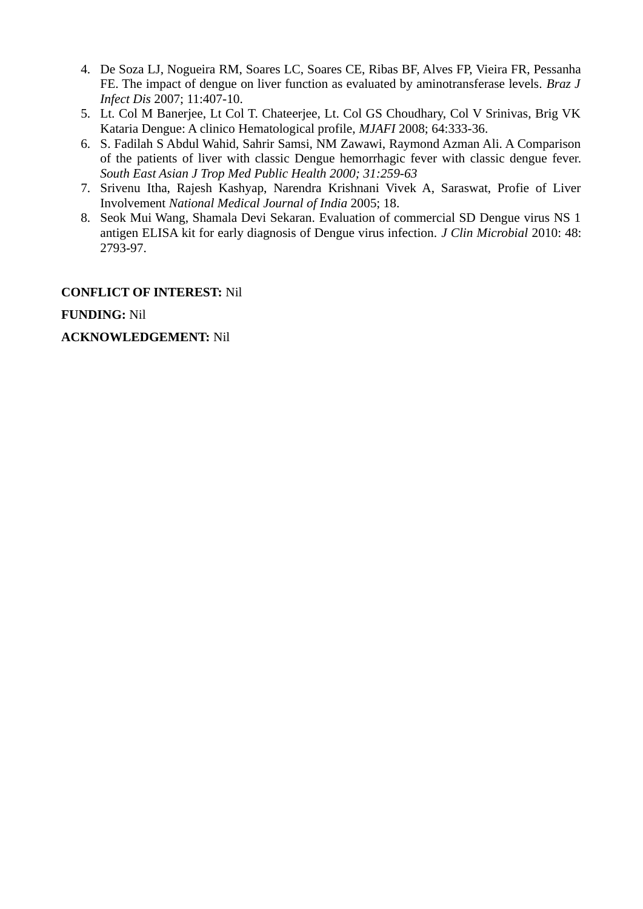4. De Soza LJ, Nogueira RM, Soares LC, Soares CE, Ribas BF, Alves FP, Vieira FR, Pessanha FE. The impact of dengue on liver function as evaluated by aminotransferase levels. *Braz J Infect Dis* 2007; 11:407-10.
5. Lt. Col M Banerjee, Lt Col T. Chateerjee, Lt. Col GS Choudhary, Col V Srinivas, Brig VK Kataria Dengue: A clinico Hematological profile, *MJAFI* 2008; 64:333-36.
6. S. Fadilah S Abdul Wahid, Sahrir Samsi, NM Zawawi, Raymond Azman Ali. A Comparison of the patients of liver with classic Dengue hemorrhagic fever with classic dengue fever. *South East Asian J Trop Med Public Health 2000; 31:259-63*
7. Srivenu Itha, Rajesh Kashyap, Narendra Krishnani Vivek A, Saraswat, Profie of Liver Involvement *National Medical Journal of India* 2005; 18.
8. Seok Mui Wang, Shamala Devi Sekaran. Evaluation of commercial SD Dengue virus NS 1 antigen ELISA kit for early diagnosis of Dengue virus infection. *J Clin Microbial* 2010: 48: 2793-97.

**CONFLICT OF INTEREST:** Nil

**FUNDING:** Nil

**ACKNOWLEDGEMENT:** Nil